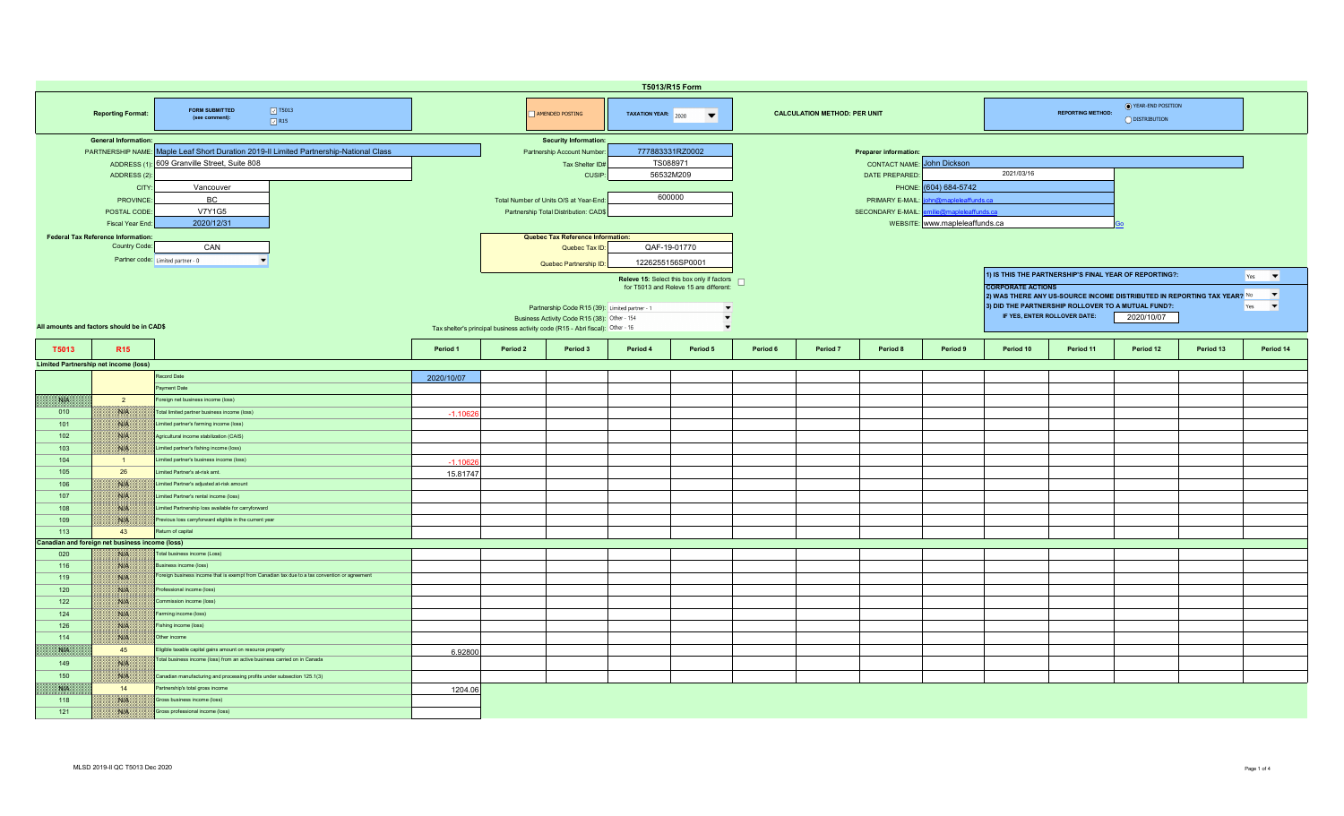# T5013/R15 Form

**Reporting Format:** FORM SUBMITTED (see comment): ☑ T5013 ☑ R15

☐ AMENDED POSTING

**TAXATION YEAR:** 2020

**CALCULATION METHOD: PER UNIT**

**REPORTING METHOD:** ◉ YEAR-END POSITION ○ DISTRIBUTION

**General Information:**

| | |
|---|---|
| PARTNERSHIP NAME: | Maple Leaf Short Duration 2019-II Limited Partnership-National Class |
| ADDRESS (1): | 609 Granville Street, Suite 808 |
| ADDRESS (2): | |
| CITY: | Vancouver |
| PROVINCE: | BC |
| POSTAL CODE: | V7Y1G5 |
| Fiscal Year End: | 2020/12/31 |

**Federal Tax Reference Information:**

| | |
|---|---|
| Country Code: | CAN |
| Partner code: | Limited partner - 0 |

**Security Information:**

| | |
|---|---|
| Partnership Account Number: | 777883331RZ0002 |
| Tax Shelter ID#: | TS088971 |
| CUSIP: | 56532M209 |
| Total Number of Units O/S at Year-End: | 600000 |
| Partnership Total Distribution: CAD$ | |

**Quebec Tax Reference Information:**

| | |
|---|---|
| Quebec Tax ID: | QAF-19-01770 |
| Quebec Partnership ID: | 1226255156SP0001 |

Releve 15: Select this box only if factors for T5013 and Releve 15 are different: ☐

| | |
|---|---|
| Partnership Code R15 (39): | Limited partner - 1 |
| Business Activity Code R15 (38): | Other - 154 |
| Tax shelter's principal business activity code (R15 - Abri fiscal): | Other - 16 |

**Preparer information:**

| | |
|---|---|
| CONTACT NAME: | John Dickson |
| DATE PREPARED: | 2021/03/16 |
| PHONE: | (604) 684-5742 |
| PRIMARY E-MAIL: | john@mapleleaffunds.ca |
| SECONDARY E-MAIL: | emilie@mapleleaffunds.ca |
| WEBSITE: | www.mapleleaffunds.ca |

1) IS THIS THE PARTNERSHIP'S FINAL YEAR OF REPORTING?: Yes

**CORPORATE ACTIONS**

2) WAS THERE ANY US-SOURCE INCOME DISTRIBUTED IN REPORTING TAX YEAR?: No

3) DID THE PARTNERSHIP ROLLOVER TO A MUTUAL FUND?: Yes

IF YES, ENTER ROLLOVER DATE: 2020/10/07

All amounts and factors should be in CAD$

| T5013 | R15 | | Period 1 | Period 2 | Period 3 | Period 4 | Period 5 | Period 6 | Period 7 | Period 8 | Period 9 | Period 10 | Period 11 | Period 12 | Period 13 | Period 14 |
|---|---|---|---|---|---|---|---|---|---|---|---|---|---|---|---|---|
| **Limited Partnership net income (loss)** | | | | | | | | | | | | | | | | |
| | | Record Date | 2020/10/07 | | | | | | | | | | | | | |
| | | Payment Date | | | | | | | | | | | | | | |
| N/A | 2 | Foreign net business income (loss) | | | | | | | | | | | | | | |
| 010 | N/A | Total limited partner business income (loss) | -1.10626 | | | | | | | | | | | | | |
| 101 | N/A | Limited partner's farming income (loss) | | | | | | | | | | | | | | |
| 102 | N/A | Agricultural income stabilization (CAIS) | | | | | | | | | | | | | | |
| 103 | N/A | Limited partner's fishing income (loss) | | | | | | | | | | | | | | |
| 104 | 1 | Limited partner's business income (loss) | -1.10626 | | | | | | | | | | | | | |
| 105 | 26 | Limited Partner's at-risk amt. | 15.81747 | | | | | | | | | | | | | |
| 106 | N/A | Limited Partner's adjusted at-risk amount | | | | | | | | | | | | | | |
| 107 | N/A | Limited Partner's rental income (loss) | | | | | | | | | | | | | | |
| 108 | N/A | Limited Partnership loss available for carryforward | | | | | | | | | | | | | | |
| 109 | N/A | Previous loss carryforward eligible in the current year | | | | | | | | | | | | | | |
| 113 | 43 | Return of capital | | | | | | | | | | | | | | |
| **Canadian and foreign net business income (loss)** | | | | | | | | | | | | | | | | |
| 020 | N/A | Total business income (Loss) | | | | | | | | | | | | | | |
| 116 | N/A | Business income (loss) | | | | | | | | | | | | | | |
| 119 | N/A | Foreign business income that is exempt from Canadian tax due to a tax convention or agreement | | | | | | | | | | | | | | |
| 120 | N/A | Professional income (loss) | | | | | | | | | | | | | | |
| 122 | N/A | Commission income (loss) | | | | | | | | | | | | | | |
| 124 | N/A | Farming income (loss) | | | | | | | | | | | | | | |
| 126 | N/A | Fishing income (loss) | | | | | | | | | | | | | | |
| 114 | N/A | Other income | | | | | | | | | | | | | | |
| N/A | 45 | Eligible taxable capital gains amount on resource property | 6.92800 | | | | | | | | | | | | | |
| 149 | N/A | Total business income (loss) from an active business carried on in Canada | | | | | | | | | | | | | | |
| 150 | N/A | Canadian manufacturing and processing profits under subsection 125.1(3) | | | | | | | | | | | | | | |
| N/A | 14 | Partnership's total gross income | 1204.06 | | | | | | | | | | | | | |
| 118 | N/A | Gross business income (loss) | | | | | | | | | | | | | | |
| 121 | N/A | Gross professional income (loss) | | | | | | | | | | | | | | |

MLSD 2019-II QC T5013 Dec 2020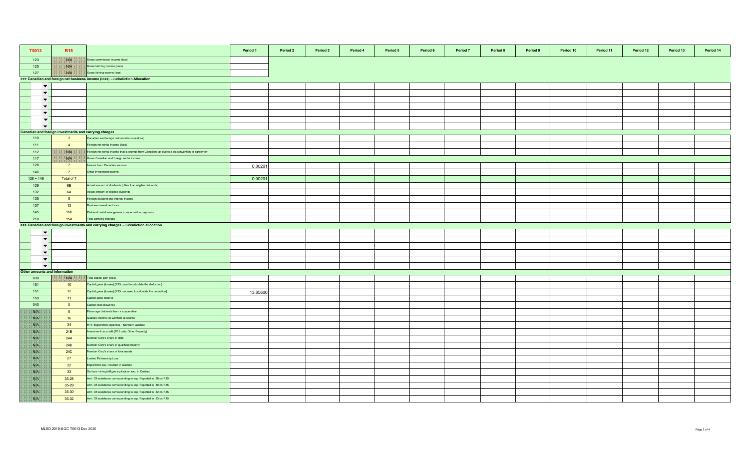| T5013 | R15 | | Period 1 | Period 2 | Period 3 | Period 4 | Period 5 | Period 6 | Period 7 | Period 8 | Period 9 | Period 10 | Period 11 | Period 12 | Period 13 | Period 14 |
|---|---|---|---|---|---|---|---|---|---|---|---|---|---|---|---|---|
| 123 | N/A | Gross commission income (loss) | | | | | | | | | | | | | | |
| 125 | N/A | Gross farming income (loss) | | | | | | | | | | | | | | |
| 127 | N/A | Gross fishing income (loss) | | | | | | | | | | | | | | |
| >>> Canadian and foreign net business income (loss) - Jurisdiction Allocation | | | | | | | | | | | | | | | | |
| | | | | | | | | | | | | | | | | |
| | | | | | | | | | | | | | | | | |
| | | | | | | | | | | | | | | | | |
| | | | | | | | | | | | | | | | | |
| | | | | | | | | | | | | | | | | |
| | | | | | | | | | | | | | | | | |
| | | | | | | | | | | | | | | | | |
| Canadian and foreign investments and carrying charges | | | | | | | | | | | | | | | | |
| 110 | 3 | Canadian and foreign net rental income (loss) | | | | | | | | | | | | | | |
| 111 | 4 | Foreign net rental income (loss) | | | | | | | | | | | | | | |
| 112 | N/A | Foreign net rental income that is exempt from Canadian tax due to a tax convention or agreement | | | | | | | | | | | | | | |
| 117 | N/A | Gross Canadian and foreign rental income | | | | | | | | | | | | | | |
| 128 | 7 | Interest from Canadian sources | 0.00201 | | | | | | | | | | | | | |
| 146 | 7 | Other investment income | | | | | | | | | | | | | | |
| 128 + 146 | Total of 7 | | 0.00201 | | | | | | | | | | | | | |
| 129 | 6B | Actual amount of dividends (other than eligible dividends) | | | | | | | | | | | | | | |
| 132 | 6A | Actual amount of eligible dividends | | | | | | | | | | | | | | |
| 135 | 8 | Foreign dividend and interest income | | | | | | | | | | | | | | |
| 137 | 13 | Business investment loss | | | | | | | | | | | | | | |
| 145 | 15B | Dividend rental arrangement compensation payments | | | | | | | | | | | | | | |
| 210 | 15A | Total carrying charges | | | | | | | | | | | | | | |
| >>> Canadian and foreign investments and carrying charges - Jurisdiction allocation | | | | | | | | | | | | | | | | |
| | | | | | | | | | | | | | | | | |
| | | | | | | | | | | | | | | | | |
| | | | | | | | | | | | | | | | | |
| | | | | | | | | | | | | | | | | |
| | | | | | | | | | | | | | | | | |
| | | | | | | | | | | | | | | | | |
| Other amounts and information | | | | | | | | | | | | | | | | |
| 030 | N/A | Total capital gain (loss) | | | | | | | | | | | | | | |
| 151 | 10 | Capital gains (losses) [R15: used to calculate the deduction] | | | | | | | | | | | | | | |
| 151 | 12 | Capital gains (losses) [R15: not used to calculate the deduction] | 13.85600 | | | | | | | | | | | | | |
| 159 | 11 | Capital gains reserve | | | | | | | | | | | | | | |
| 040 | 5 | Capital cost allowance | | | | | | | | | | | | | | |
| N/A | 9 | Patronage dividends from a cooperative | | | | | | | | | | | | | | |
| N/A | 16 | Quebec income tax withheld at source | | | | | | | | | | | | | | |
| N/A | 34 | R15: Exploration expenses - Northern Quebec | | | | | | | | | | | | | | |
| N/A | 21B | Investment tax credit (R15 only: Other Property) | | | | | | | | | | | | | | |
| N/A | 24A | Member Corp's share of debt | | | | | | | | | | | | | | |
| N/A | 24B | Member Corp's share of qualified property | | | | | | | | | | | | | | |
| N/A | 24C | Member Corp's share of total assets | | | | | | | | | | | | | | |
| N/A | 27 | Limited Partnership Loss | | | | | | | | | | | | | | |
| N/A | 32 | Exploration exp. Incurred in Quebec | | | | | | | | | | | | | | |
| N/A | 33 | Surface mining/oil&gas exploration exp. in Quebec | | | | | | | | | | | | | | |
| N/A | 35-28 | Amt. Of assistance corresponding to exp. Reported in 28 on R15 | | | | | | | | | | | | | | |
| N/A | 35-29 | Amt. Of assistance corresponding to exp. Reported in 30 on R15 | | | | | | | | | | | | | | |
| N/A | 35-30 | Amt. Of assistance corresponding to exp. Reported in 32 on R15 | | | | | | | | | | | | | | |
| N/A | 35-32 | Amt. Of assistance corresponding to exp. Reported in 33 on R15 | | | | | | | | | | | | | | |

MLSD 2019-II QC T5013 Dec 2020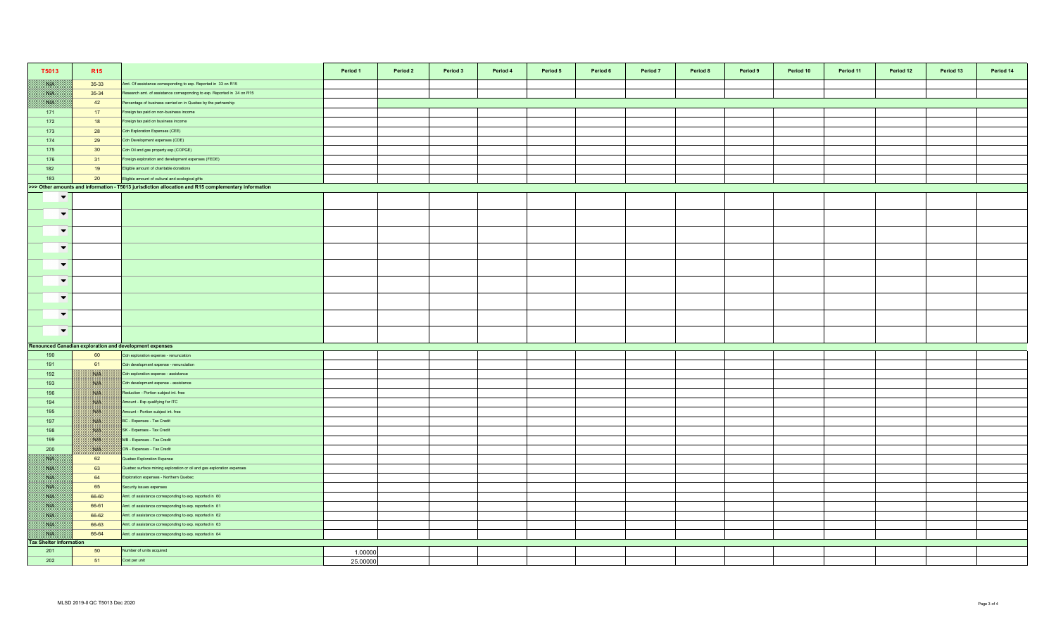| T5013 | R15 | | Period 1 | Period 2 | Period 3 | Period 4 | Period 5 | Period 6 | Period 7 | Period 8 | Period 9 | Period 10 | Period 11 | Period 12 | Period 13 | Period 14 |
|---|---|---|---|---|---|---|---|---|---|---|---|---|---|---|---|---|
| N/A | 35-33 | Amt. Of assistance corresponding to exp. Reported in 33 on R15 | | | | | | | | | | | | | | |
| N/A | 35-34 | Research amt. of assistance corresponding to exp. Reported in 34 on R15 | | | | | | | | | | | | | | |
| N/A | 42 | Percentage of business carried on in Quebec by the partnership | | | | | | | | | | | | | | |
| 171 | 17 | Foreign tax paid on non-business income | | | | | | | | | | | | | | |
| 172 | 18 | Foreign tax paid on business income | | | | | | | | | | | | | | |
| 173 | 28 | Cdn Exploration Expenses (CEE) | | | | | | | | | | | | | | |
| 174 | 29 | Cdn Development expenses (CDE) | | | | | | | | | | | | | | |
| 175 | 30 | Cdn Oil and gas property exp (COPGE) | | | | | | | | | | | | | | |
| 176 | 31 | Foreign exploration and development expenses (FEDE) | | | | | | | | | | | | | | |
| 182 | 19 | Eligible amount of charitable donations | | | | | | | | | | | | | | |
| 183 | 20 | Eligible amount of cultural and ecological gifts | | | | | | | | | | | | | | |
| **>>> Other amounts and information - T5013 jurisdiction allocation and R15 complementary information** | | | | | | | | | | | | | | | | |
| | | | | | | | | | | | | | | | | |
| | | | | | | | | | | | | | | | | |
| | | | | | | | | | | | | | | | | |
| | | | | | | | | | | | | | | | | |
| | | | | | | | | | | | | | | | | |
| | | | | | | | | | | | | | | | | |
| | | | | | | | | | | | | | | | | |
| | | | | | | | | | | | | | | | | |
| | | | | | | | | | | | | | | | | |
| **Renounced Canadian exploration and development expenses** | | | | | | | | | | | | | | | | |
| 190 | 60 | Cdn exploration expense - renunciation | | | | | | | | | | | | | | |
| 191 | 61 | Cdn development expense - renunciation | | | | | | | | | | | | | | |
| 192 | N/A | Cdn exploration expense - assistance | | | | | | | | | | | | | | |
| 193 | N/A | Cdn development expense - assistance | | | | | | | | | | | | | | |
| 196 | N/A | Reduction - Portion subject int. free | | | | | | | | | | | | | | |
| 194 | N/A | Amount - Exp qualifying for ITC | | | | | | | | | | | | | | |
| 195 | N/A | Amount - Portion subject int. free | | | | | | | | | | | | | | |
| 197 | N/A | BC - Expenses - Tax Credit | | | | | | | | | | | | | | |
| 198 | N/A | SK - Expenses - Tax Credit | | | | | | | | | | | | | | |
| 199 | N/A | MB - Expenses - Tax Credit | | | | | | | | | | | | | | |
| 200 | N/A | ON - Expenses - Tax Credit | | | | | | | | | | | | | | |
| N/A | 62 | Quebec Exploration Expense | | | | | | | | | | | | | | |
| N/A | 63 | Quebec surface mining exploration or oil and gas exploration expenses | | | | | | | | | | | | | | |
| N/A | 64 | Exploration expenses - Northern Quebec | | | | | | | | | | | | | | |
| N/A | 65 | Security issues expenses | | | | | | | | | | | | | | |
| N/A | 66-60 | Amt. of assistance corresponding to exp. reported in 60 | | | | | | | | | | | | | | |
| N/A | 66-61 | Amt. of assistance corresponding to exp. reported in 61 | | | | | | | | | | | | | | |
| N/A | 66-62 | Amt. of assistance corresponding to exp. reported in 62 | | | | | | | | | | | | | | |
| N/A | 66-63 | Amt. of assistance corresponding to exp. reported in 63 | | | | | | | | | | | | | | |
| N/A | 66-64 | Amt. of assistance corresponding to exp. reported in 64 | | | | | | | | | | | | | | |
| **Tax Shelter Information** | | | | | | | | | | | | | | | | |
| 201 | 50 | Number of units acquired | 1.00000 | | | | | | | | | | | | | |
| 202 | 51 | Cost per unit | 25.00000 | | | | | | | | | | | | | |

MLSD 2019-II QC T5013 Dec 2020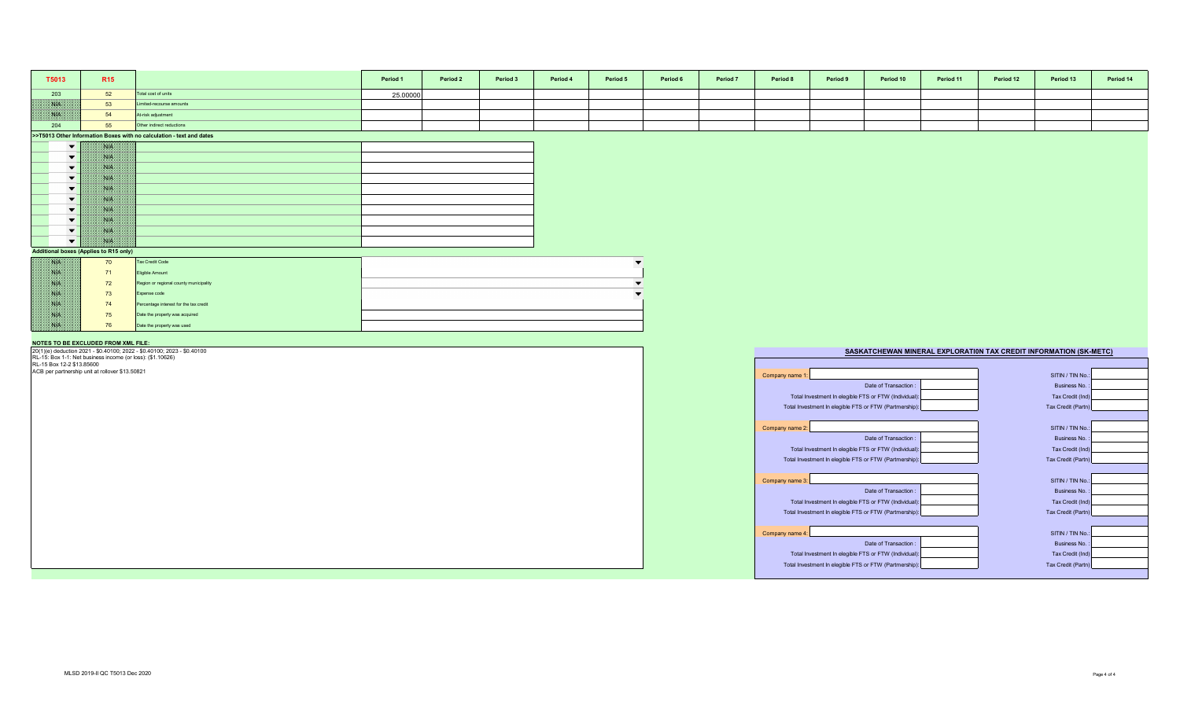| T5013 | R15 | | Period 1 | Period 2 | Period 3 | Period 4 | Period 5 | Period 6 | Period 7 | Period 8 | Period 9 | Period 10 | Period 11 | Period 12 | Period 13 | Period 14 |
|---|---|---|---|---|---|---|---|---|---|---|---|---|---|---|---|---|
| 203 | 52 | Total cost of units | 25.00000 | | | | | | | | | | | | | |
| N/A | 53 | Limited-recourse amounts | | | | | | | | | | | | | | |
| N/A | 54 | At-risk adjustment | | | | | | | | | | | | | | |
| 204 | 55 | Other indirect reductions | | | | | | | | | | | | | | |

**>>T5013 Other Information Boxes with no calculation - text and dates**

| | | |
|---|---|---|
| | N/A | |
| | N/A | |
| | N/A | |
| | N/A | |
| | N/A | |
| | N/A | |
| | N/A | |
| | N/A | |
| | N/A | |
| | N/A | |

**Additional boxes (Applies to R15 only)**

| | | | |
|---|---|---|---|
| N/A | 70 | Tax Credit Code | |
| N/A | 71 | Eligible Amount | |
| N/A | 72 | Region or regional county municipality | |
| N/A | 73 | Expense code | |
| N/A | 74 | Percentage interest for the tax credit | |
| N/A | 75 | Date the property was acquired | |
| N/A | 76 | Date the property was used | |

**NOTES TO BE EXCLUDED FROM XML FILE:**

20(1)(e) deduction 2021 - $0.40100; 2022 - $0.40100; 2023 - $0.40100
RL-15: Box 1-1: Net business income (or loss): ($1.10626)
RL-15 Box 12-2 $13.85600
ACB per partnership unit at rollover $13.50821

**SASKATCHEWAN MINERAL EXPLORATION TAX CREDIT INFORMATION (SK-METC)**

| | | | |
|---|---|---|---|
| Company name 1: | | SITIN / TIN No.: | |
| Date of Transaction : | | Business No. : | |
| Total Investment In elegible FTS or FTW (Individual): | | Tax Credit (Ind) | |
| Total Investment In elegible FTS or FTW (Partnership): | | Tax Credit (Partn) | |
| Company name 2: | | SITIN / TIN No.: | |
| Date of Transaction : | | Business No. : | |
| Total Investment In elegible FTS or FTW (Individual): | | Tax Credit (Ind) | |
| Total Investment In elegible FTS or FTW (Partnership): | | Tax Credit (Partn) | |
| Company name 3: | | SITIN / TIN No.: | |
| Date of Transaction : | | Business No. : | |
| Total Investment In elegible FTS or FTW (Individual): | | Tax Credit (Ind) | |
| Total Investment In elegible FTS or FTW (Partnership): | | Tax Credit (Partn) | |
| Company name 4: | | SITIN / TIN No.: | |
| Date of Transaction : | | Business No. : | |
| Total Investment In elegible FTS or FTW (Individual): | | Tax Credit (Ind) | |
| Total Investment In elegible FTS or FTW (Partnership): | | Tax Credit (Partn) | |

MLSD 2019-II QC T5013 Dec 2020